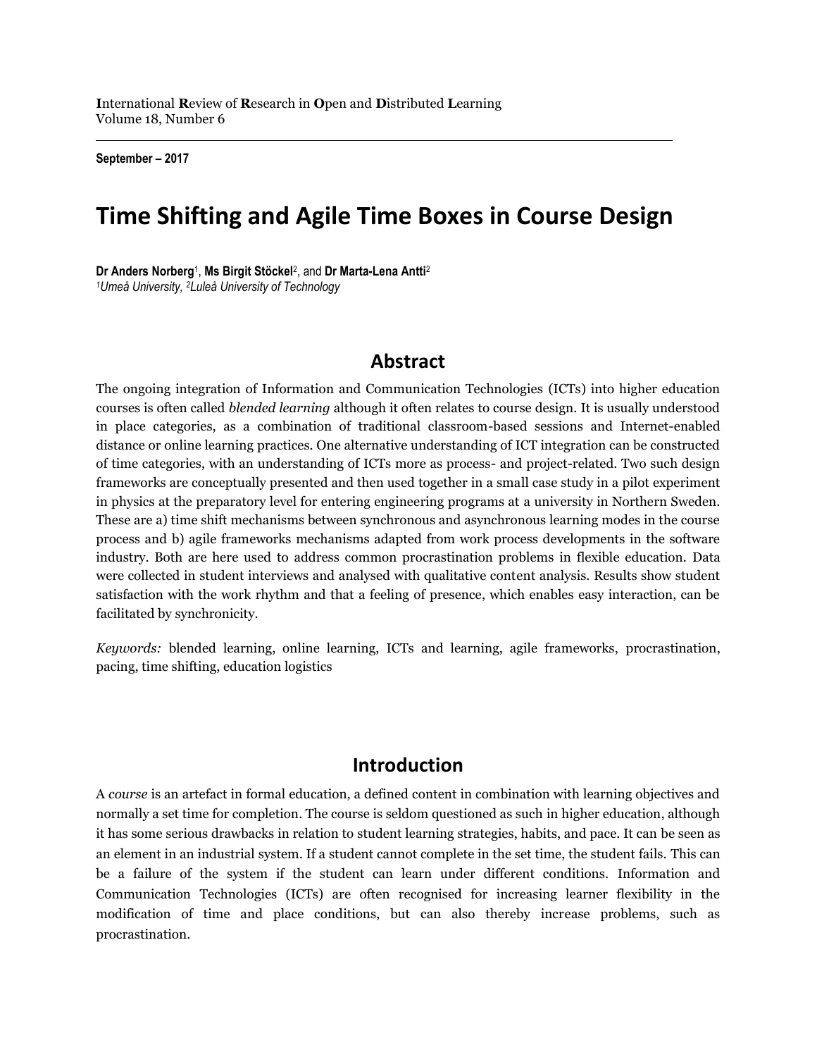**I**nternational **R**eview of **R**esearch in **O**pen and **D**istributed **L**earning
Volume 18, Number 6

**September – 2017**

# Time Shifting and Agile Time Boxes in Course Design

**Dr Anders Norberg**[1], **Ms Birgit Stöckel**[2], and **Dr Marta-Lena Antti**[2]
*[1]Umeå University, [2]Luleå University of Technology*

## Abstract

The ongoing integration of Information and Communication Technologies (ICTs) into higher education courses is often called *blended learning* although it often relates to course design. It is usually understood in place categories, as a combination of traditional classroom-based sessions and Internet-enabled distance or online learning practices. One alternative understanding of ICT integration can be constructed of time categories, with an understanding of ICTs more as process- and project-related. Two such design frameworks are conceptually presented and then used together in a small case study in a pilot experiment in physics at the preparatory level for entering engineering programs at a university in Northern Sweden. These are a) time shift mechanisms between synchronous and asynchronous learning modes in the course process and b) agile frameworks mechanisms adapted from work process developments in the software industry. Both are here used to address common procrastination problems in flexible education. Data were collected in student interviews and analysed with qualitative content analysis. Results show student satisfaction with the work rhythm and that a feeling of presence, which enables easy interaction, can be facilitated by synchronicity.

*Keywords:* blended learning, online learning, ICTs and learning, agile frameworks, procrastination, pacing, time shifting, education logistics

## Introduction

A *course* is an artefact in formal education, a defined content in combination with learning objectives and normally a set time for completion. The course is seldom questioned as such in higher education, although it has some serious drawbacks in relation to student learning strategies, habits, and pace. It can be seen as an element in an industrial system. If a student cannot complete in the set time, the student fails. This can be a failure of the system if the student can learn under different conditions. Information and Communication Technologies (ICTs) are often recognised for increasing learner flexibility in the modification of time and place conditions, but can also thereby increase problems, such as procrastination.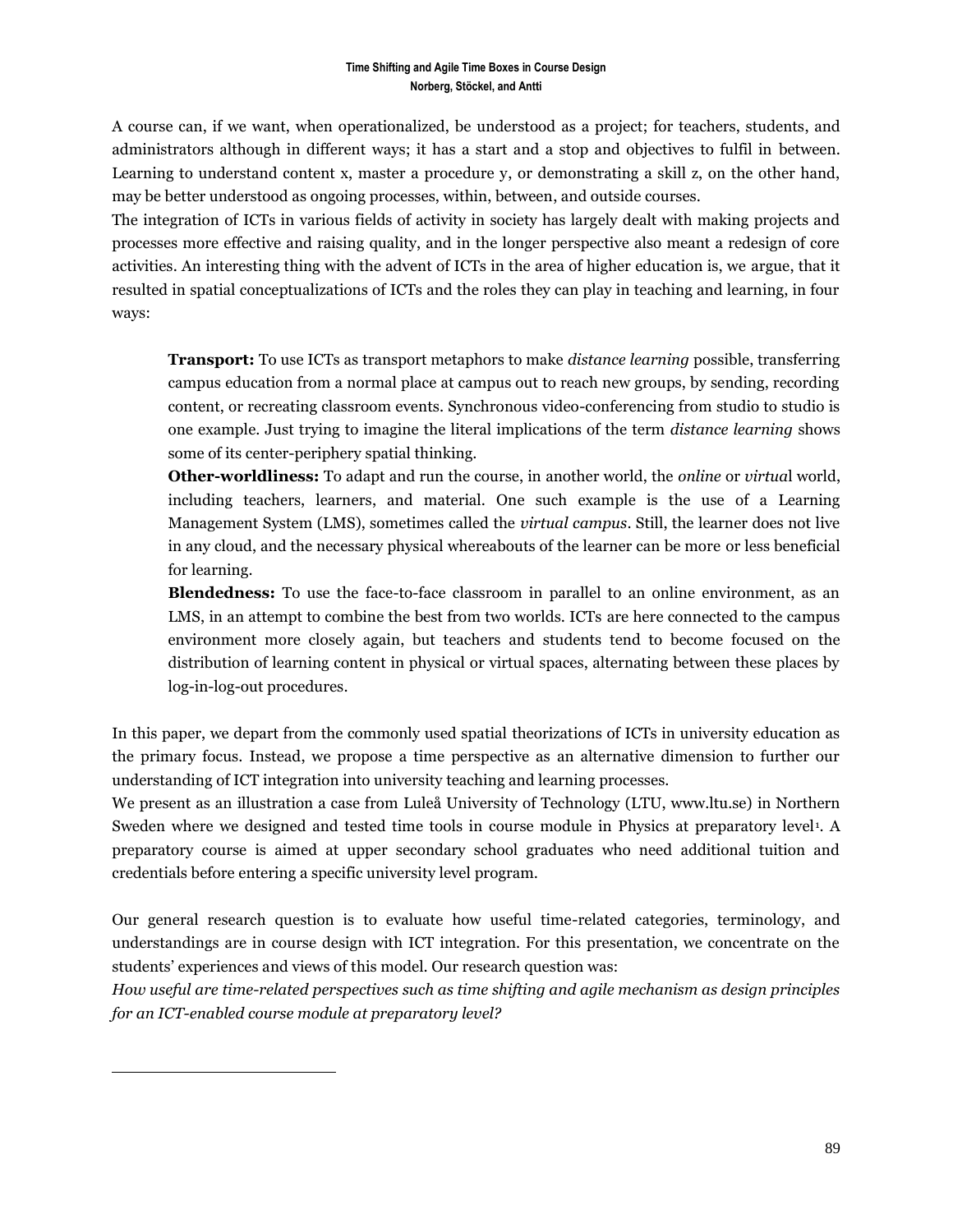A course can, if we want, when operationalized, be understood as a project; for teachers, students, and administrators although in different ways; it has a start and a stop and objectives to fulfil in between. Learning to understand content x, master a procedure y, or demonstrating a skill z, on the other hand, may be better understood as ongoing processes, within, between, and outside courses.

The integration of ICTs in various fields of activity in society has largely dealt with making projects and processes more effective and raising quality, and in the longer perspective also meant a redesign of core activities. An interesting thing with the advent of ICTs in the area of higher education is, we argue, that it resulted in spatial conceptualizations of ICTs and the roles they can play in teaching and learning, in four ways:

> **Transport:** To use ICTs as transport metaphors to make *distance learning* possible, transferring campus education from a normal place at campus out to reach new groups, by sending, recording content, or recreating classroom events. Synchronous video-conferencing from studio to studio is one example. Just trying to imagine the literal implications of the term *distance learning* shows some of its center-periphery spatial thinking.
>
> **Other-worldliness:** To adapt and run the course, in another world, the *online* or *virtua*l world, including teachers, learners, and material. One such example is the use of a Learning Management System (LMS), sometimes called the *virtual campus*. Still, the learner does not live in any cloud, and the necessary physical whereabouts of the learner can be more or less beneficial for learning.
>
> **Blendedness:** To use the face-to-face classroom in parallel to an online environment, as an LMS, in an attempt to combine the best from two worlds. ICTs are here connected to the campus environment more closely again, but teachers and students tend to become focused on the distribution of learning content in physical or virtual spaces, alternating between these places by log-in-log-out procedures.

In this paper, we depart from the commonly used spatial theorizations of ICTs in university education as the primary focus. Instead, we propose a time perspective as an alternative dimension to further our understanding of ICT integration into university teaching and learning processes.

We present as an illustration a case from Luleå University of Technology (LTU, www.ltu.se) in Northern Sweden where we designed and tested time tools in course module in Physics at preparatory level[1]. A preparatory course is aimed at upper secondary school graduates who need additional tuition and credentials before entering a specific university level program.

Our general research question is to evaluate how useful time-related categories, terminology, and understandings are in course design with ICT integration. For this presentation, we concentrate on the students' experiences and views of this model. Our research question was:

*How useful are time-related perspectives such as time shifting and agile mechanism as design principles for an ICT-enabled course module at preparatory level?*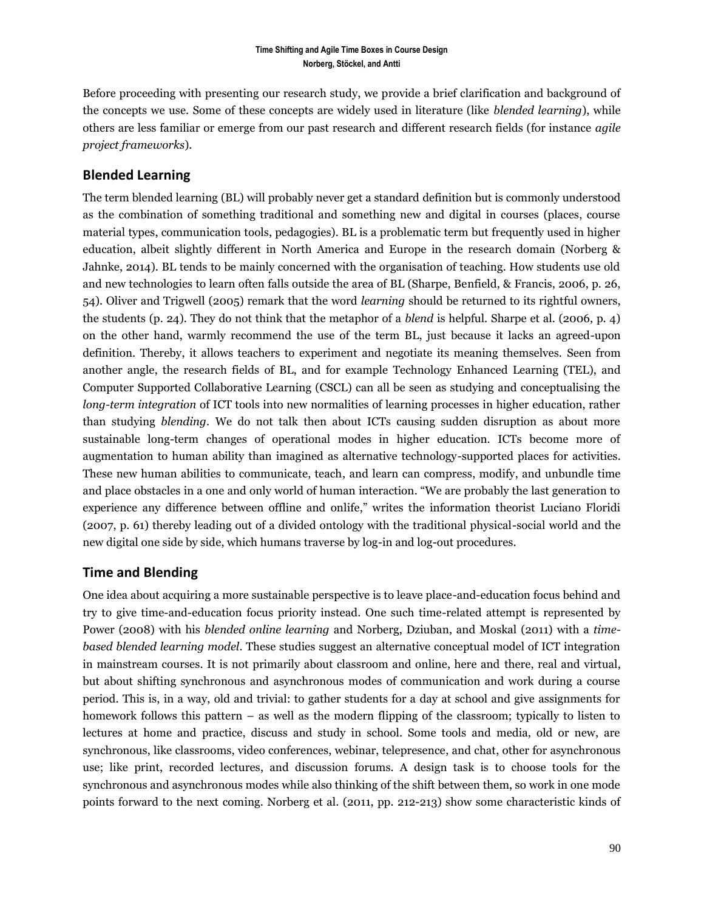Before proceeding with presenting our research study, we provide a brief clarification and background of the concepts we use. Some of these concepts are widely used in literature (like *blended learning*), while others are less familiar or emerge from our past research and different research fields (for instance *agile project frameworks*).

## Blended Learning

The term blended learning (BL) will probably never get a standard definition but is commonly understood as the combination of something traditional and something new and digital in courses (places, course material types, communication tools, pedagogies). BL is a problematic term but frequently used in higher education, albeit slightly different in North America and Europe in the research domain (Norberg & Jahnke, 2014). BL tends to be mainly concerned with the organisation of teaching. How students use old and new technologies to learn often falls outside the area of BL (Sharpe, Benfield, & Francis, 2006, p. 26, 54). Oliver and Trigwell (2005) remark that the word *learning* should be returned to its rightful owners, the students (p. 24). They do not think that the metaphor of a *blend* is helpful. Sharpe et al. (2006, p. 4) on the other hand, warmly recommend the use of the term BL, just because it lacks an agreed-upon definition. Thereby, it allows teachers to experiment and negotiate its meaning themselves. Seen from another angle, the research fields of BL, and for example Technology Enhanced Learning (TEL), and Computer Supported Collaborative Learning (CSCL) can all be seen as studying and conceptualising the *long-term integration* of ICT tools into new normalities of learning processes in higher education, rather than studying *blending*. We do not talk then about ICTs causing sudden disruption as about more sustainable long-term changes of operational modes in higher education. ICTs become more of augmentation to human ability than imagined as alternative technology-supported places for activities. These new human abilities to communicate, teach, and learn can compress, modify, and unbundle time and place obstacles in a one and only world of human interaction. "We are probably the last generation to experience any difference between offline and onlife," writes the information theorist Luciano Floridi (2007, p. 61) thereby leading out of a divided ontology with the traditional physical-social world and the new digital one side by side, which humans traverse by log-in and log-out procedures.

## Time and Blending

One idea about acquiring a more sustainable perspective is to leave place-and-education focus behind and try to give time-and-education focus priority instead. One such time-related attempt is represented by Power (2008) with his *blended online learning* and Norberg, Dziuban, and Moskal (2011) with a *time-based blended learning model*. These studies suggest an alternative conceptual model of ICT integration in mainstream courses. It is not primarily about classroom and online, here and there, real and virtual, but about shifting synchronous and asynchronous modes of communication and work during a course period. This is, in a way, old and trivial: to gather students for a day at school and give assignments for homework follows this pattern – as well as the modern flipping of the classroom; typically to listen to lectures at home and practice, discuss and study in school. Some tools and media, old or new, are synchronous, like classrooms, video conferences, webinar, telepresence, and chat, other for asynchronous use; like print, recorded lectures, and discussion forums. A design task is to choose tools for the synchronous and asynchronous modes while also thinking of the shift between them, so work in one mode points forward to the next coming. Norberg et al. (2011, pp. 212-213) show some characteristic kinds of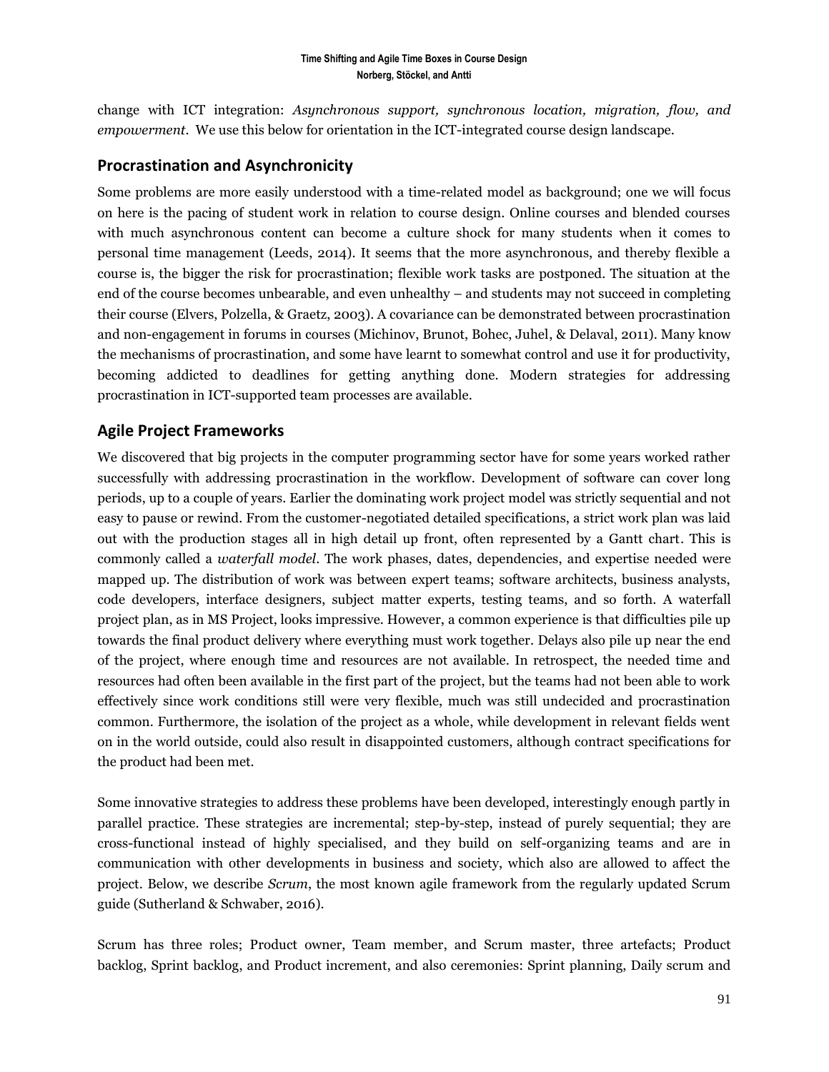change with ICT integration: *Asynchronous support, synchronous location, migration, flow, and empowerment*. We use this below for orientation in the ICT-integrated course design landscape.

## Procrastination and Asynchronicity

Some problems are more easily understood with a time-related model as background; one we will focus on here is the pacing of student work in relation to course design. Online courses and blended courses with much asynchronous content can become a culture shock for many students when it comes to personal time management (Leeds, 2014). It seems that the more asynchronous, and thereby flexible a course is, the bigger the risk for procrastination; flexible work tasks are postponed. The situation at the end of the course becomes unbearable, and even unhealthy – and students may not succeed in completing their course (Elvers, Polzella, & Graetz, 2003). A covariance can be demonstrated between procrastination and non-engagement in forums in courses (Michinov, Brunot, Bohec, Juhel, & Delaval, 2011). Many know the mechanisms of procrastination, and some have learnt to somewhat control and use it for productivity, becoming addicted to deadlines for getting anything done. Modern strategies for addressing procrastination in ICT-supported team processes are available.

## Agile Project Frameworks

We discovered that big projects in the computer programming sector have for some years worked rather successfully with addressing procrastination in the workflow. Development of software can cover long periods, up to a couple of years. Earlier the dominating work project model was strictly sequential and not easy to pause or rewind. From the customer-negotiated detailed specifications, a strict work plan was laid out with the production stages all in high detail up front, often represented by a Gantt chart. This is commonly called a *waterfall model*. The work phases, dates, dependencies, and expertise needed were mapped up. The distribution of work was between expert teams; software architects, business analysts, code developers, interface designers, subject matter experts, testing teams, and so forth. A waterfall project plan, as in MS Project, looks impressive. However, a common experience is that difficulties pile up towards the final product delivery where everything must work together. Delays also pile up near the end of the project, where enough time and resources are not available. In retrospect, the needed time and resources had often been available in the first part of the project, but the teams had not been able to work effectively since work conditions still were very flexible, much was still undecided and procrastination common. Furthermore, the isolation of the project as a whole, while development in relevant fields went on in the world outside, could also result in disappointed customers, although contract specifications for the product had been met.

Some innovative strategies to address these problems have been developed, interestingly enough partly in parallel practice. These strategies are incremental; step-by-step, instead of purely sequential; they are cross-functional instead of highly specialised, and they build on self-organizing teams and are in communication with other developments in business and society, which also are allowed to affect the project. Below, we describe *Scrum*, the most known agile framework from the regularly updated Scrum guide (Sutherland & Schwaber, 2016).

Scrum has three roles; Product owner, Team member, and Scrum master, three artefacts; Product backlog, Sprint backlog, and Product increment, and also ceremonies: Sprint planning, Daily scrum and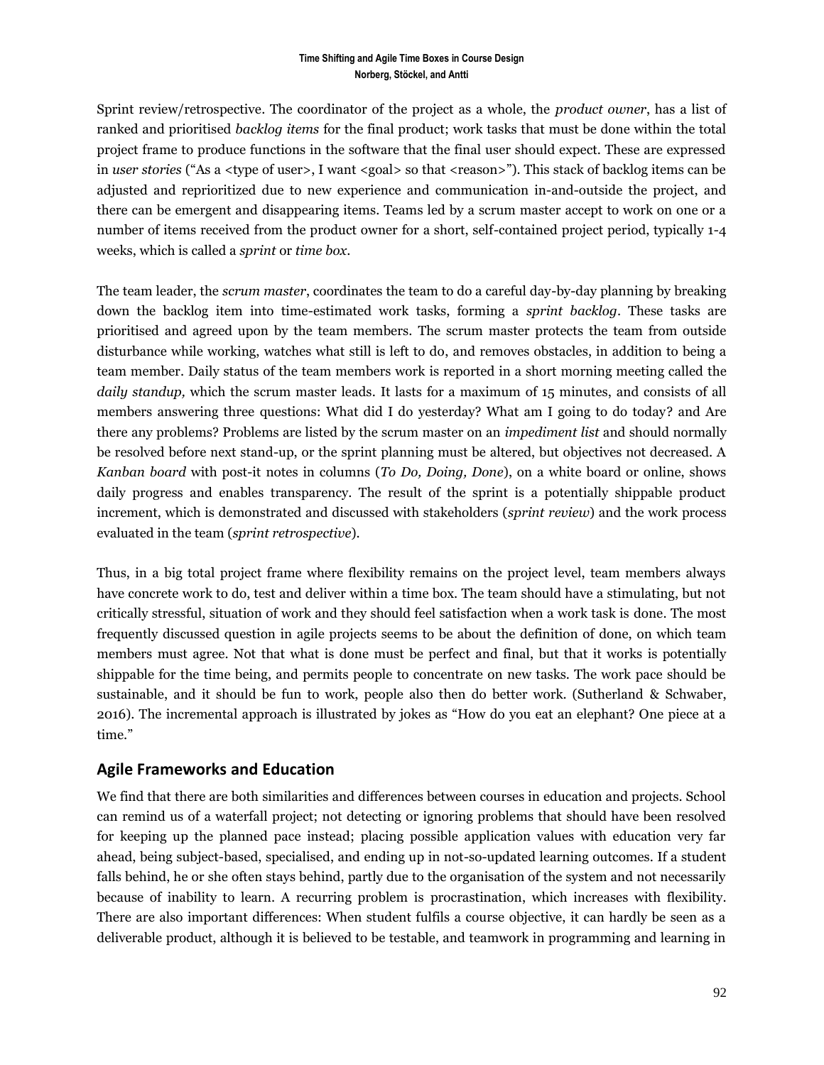Sprint review/retrospective. The coordinator of the project as a whole, the *product owner*, has a list of ranked and prioritised *backlog items* for the final product; work tasks that must be done within the total project frame to produce functions in the software that the final user should expect. These are expressed in *user stories* (“As a <type of user>, I want <goal> so that <reason>”). This stack of backlog items can be adjusted and reprioritized due to new experience and communication in-and-outside the project, and there can be emergent and disappearing items. Teams led by a scrum master accept to work on one or a number of items received from the product owner for a short, self-contained project period, typically 1-4 weeks, which is called a *sprint* or *time box*.

The team leader, the *scrum master*, coordinates the team to do a careful day-by-day planning by breaking down the backlog item into time-estimated work tasks, forming a *sprint backlog*. These tasks are prioritised and agreed upon by the team members. The scrum master protects the team from outside disturbance while working, watches what still is left to do, and removes obstacles, in addition to being a team member. Daily status of the team members work is reported in a short morning meeting called the *daily standup,* which the scrum master leads. It lasts for a maximum of 15 minutes, and consists of all members answering three questions: What did I do yesterday? What am I going to do today? and Are there any problems? Problems are listed by the scrum master on an *impediment list* and should normally be resolved before next stand-up, or the sprint planning must be altered, but objectives not decreased. A *Kanban board* with post-it notes in columns (*To Do, Doing, Done*), on a white board or online, shows daily progress and enables transparency. The result of the sprint is a potentially shippable product increment, which is demonstrated and discussed with stakeholders (*sprint review*) and the work process evaluated in the team (*sprint retrospective*).

Thus, in a big total project frame where flexibility remains on the project level, team members always have concrete work to do, test and deliver within a time box. The team should have a stimulating, but not critically stressful, situation of work and they should feel satisfaction when a work task is done. The most frequently discussed question in agile projects seems to be about the definition of done, on which team members must agree. Not that what is done must be perfect and final, but that it works is potentially shippable for the time being, and permits people to concentrate on new tasks. The work pace should be sustainable, and it should be fun to work, people also then do better work. (Sutherland & Schwaber, 2016). The incremental approach is illustrated by jokes as “How do you eat an elephant? One piece at a time.”

## Agile Frameworks and Education

We find that there are both similarities and differences between courses in education and projects. School can remind us of a waterfall project; not detecting or ignoring problems that should have been resolved for keeping up the planned pace instead; placing possible application values with education very far ahead, being subject-based, specialised, and ending up in not-so-updated learning outcomes. If a student falls behind, he or she often stays behind, partly due to the organisation of the system and not necessarily because of inability to learn. A recurring problem is procrastination, which increases with flexibility. There are also important differences: When student fulfils a course objective, it can hardly be seen as a deliverable product, although it is believed to be testable, and teamwork in programming and learning in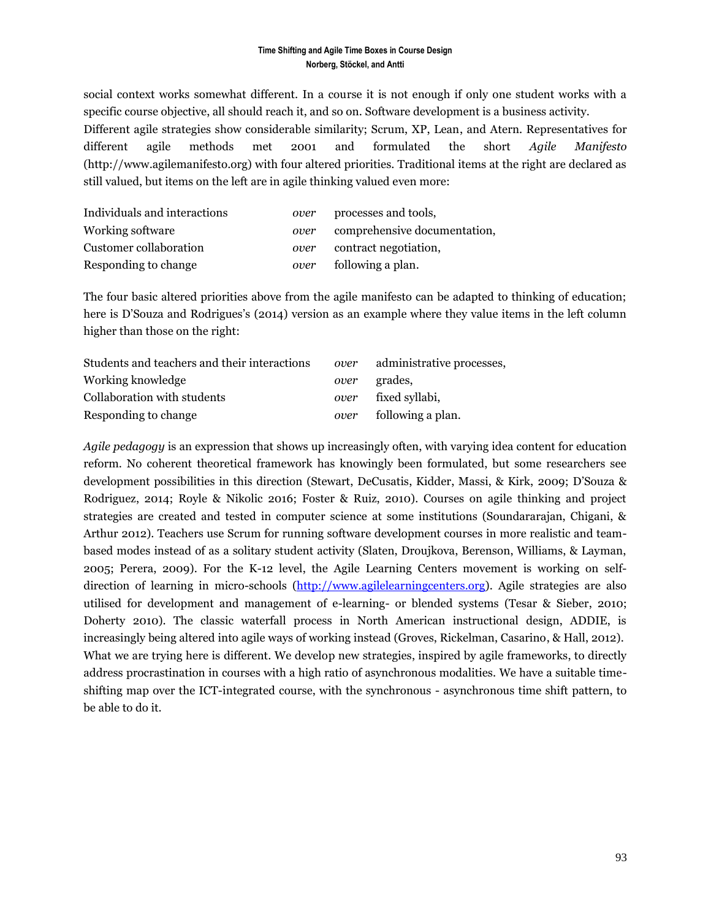social context works somewhat different. In a course it is not enough if only one student works with a specific course objective, all should reach it, and so on. Software development is a business activity.

Different agile strategies show considerable similarity; Scrum, XP, Lean, and Atern. Representatives for different agile methods met 2001 and formulated the short *Agile Manifesto* (http://www.agilemanifesto.org) with four altered priorities. Traditional items at the right are declared as still valued, but items on the left are in agile thinking valued even more:

| | | |
|---|---|---|
| Individuals and interactions | *over* | processes and tools, |
| Working software | *over* | comprehensive documentation, |
| Customer collaboration | *over* | contract negotiation, |
| Responding to change | *over* | following a plan. |

The four basic altered priorities above from the agile manifesto can be adapted to thinking of education; here is D'Souza and Rodrigues's (2014) version as an example where they value items in the left column higher than those on the right:

| | | |
|---|---|---|
| Students and teachers and their interactions | *over* | administrative processes, |
| Working knowledge | *over* | grades, |
| Collaboration with students | *over* | fixed syllabi, |
| Responding to change | *over* | following a plan. |

*Agile pedagogy* is an expression that shows up increasingly often, with varying idea content for education reform. No coherent theoretical framework has knowingly been formulated, but some researchers see development possibilities in this direction (Stewart, DeCusatis, Kidder, Massi, & Kirk, 2009; D'Souza & Rodriguez, 2014; Royle & Nikolic 2016; Foster & Ruiz, 2010). Courses on agile thinking and project strategies are created and tested in computer science at some institutions (Soundararajan, Chigani, & Arthur 2012). Teachers use Scrum for running software development courses in more realistic and team-based modes instead of as a solitary student activity (Slaten, Droujkova, Berenson, Williams, & Layman, 2005; Perera, 2009). For the K-12 level, the Agile Learning Centers movement is working on self-direction of learning in micro-schools (http://www.agilelearningcenters.org). Agile strategies are also utilised for development and management of e-learning- or blended systems (Tesar & Sieber, 2010; Doherty 2010). The classic waterfall process in North American instructional design, ADDIE, is increasingly being altered into agile ways of working instead (Groves, Rickelman, Casarino, & Hall, 2012). What we are trying here is different. We develop new strategies, inspired by agile frameworks, to directly address procrastination in courses with a high ratio of asynchronous modalities. We have a suitable time-shifting map over the ICT-integrated course, with the synchronous - asynchronous time shift pattern, to be able to do it.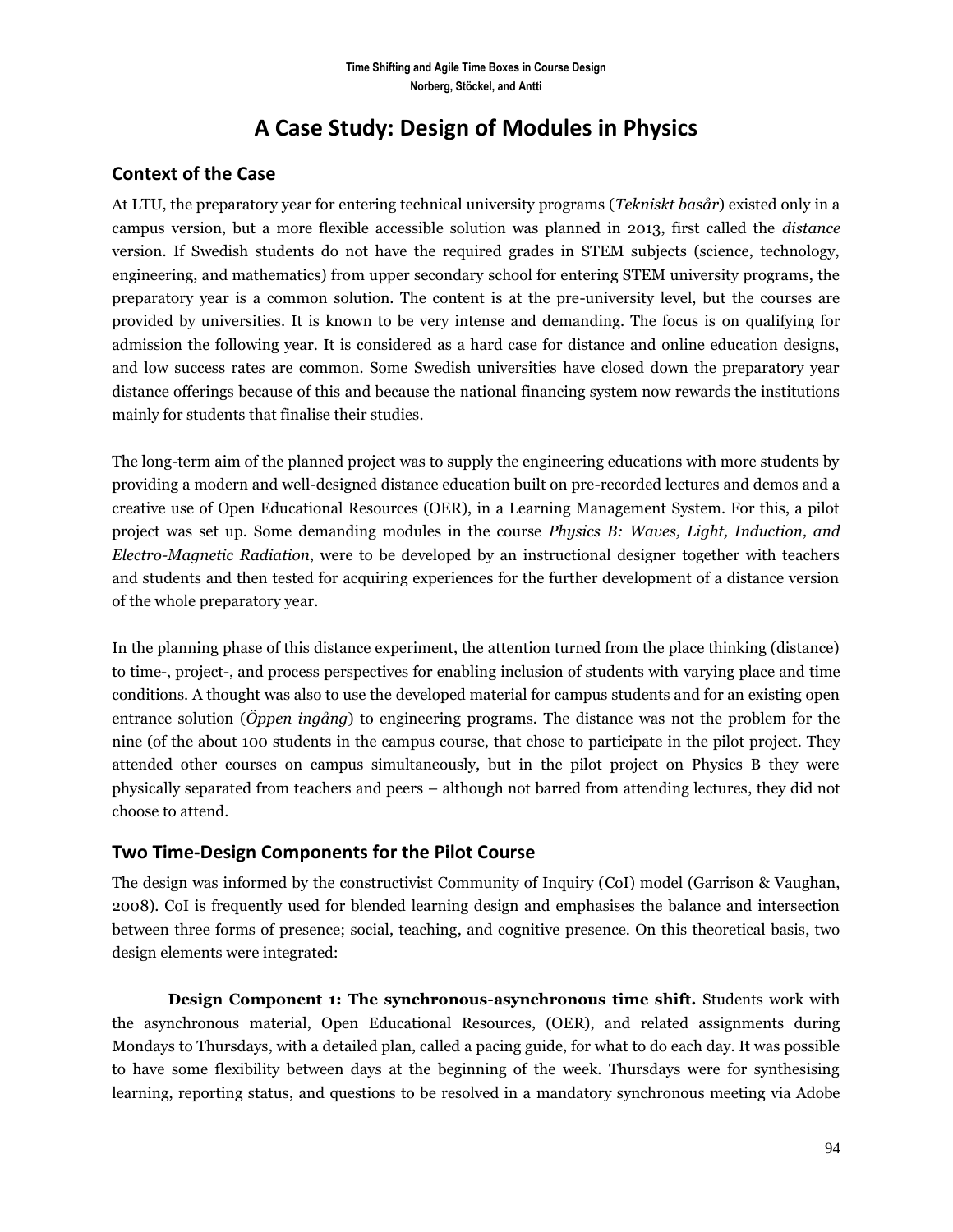# A Case Study: Design of Modules in Physics

## Context of the Case

At LTU, the preparatory year for entering technical university programs (*Tekniskt basår*) existed only in a campus version, but a more flexible accessible solution was planned in 2013, first called the *distance* version. If Swedish students do not have the required grades in STEM subjects (science, technology, engineering, and mathematics) from upper secondary school for entering STEM university programs, the preparatory year is a common solution. The content is at the pre-university level, but the courses are provided by universities. It is known to be very intense and demanding. The focus is on qualifying for admission the following year. It is considered as a hard case for distance and online education designs, and low success rates are common. Some Swedish universities have closed down the preparatory year distance offerings because of this and because the national financing system now rewards the institutions mainly for students that finalise their studies.

The long-term aim of the planned project was to supply the engineering educations with more students by providing a modern and well-designed distance education built on pre-recorded lectures and demos and a creative use of Open Educational Resources (OER), in a Learning Management System. For this, a pilot project was set up. Some demanding modules in the course *Physics B: Waves, Light, Induction, and Electro-Magnetic Radiation*, were to be developed by an instructional designer together with teachers and students and then tested for acquiring experiences for the further development of a distance version of the whole preparatory year.

In the planning phase of this distance experiment, the attention turned from the place thinking (distance) to time-, project-, and process perspectives for enabling inclusion of students with varying place and time conditions. A thought was also to use the developed material for campus students and for an existing open entrance solution (*Öppen ingång*) to engineering programs. The distance was not the problem for the nine (of the about 100 students in the campus course, that chose to participate in the pilot project. They attended other courses on campus simultaneously, but in the pilot project on Physics B they were physically separated from teachers and peers – although not barred from attending lectures, they did not choose to attend.

## Two Time-Design Components for the Pilot Course

The design was informed by the constructivist Community of Inquiry (CoI) model (Garrison & Vaughan, 2008). CoI is frequently used for blended learning design and emphasises the balance and intersection between three forms of presence; social, teaching, and cognitive presence. On this theoretical basis, two design elements were integrated:

**Design Component 1: The synchronous-asynchronous time shift.** Students work with the asynchronous material, Open Educational Resources, (OER), and related assignments during Mondays to Thursdays, with a detailed plan, called a pacing guide, for what to do each day. It was possible to have some flexibility between days at the beginning of the week. Thursdays were for synthesising learning, reporting status, and questions to be resolved in a mandatory synchronous meeting via Adobe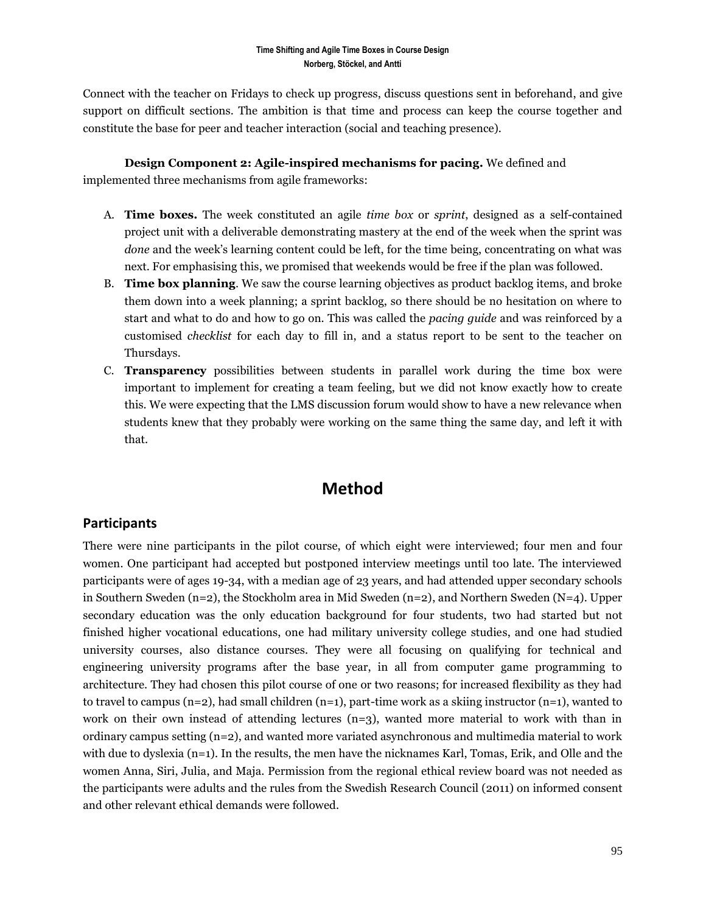Connect with the teacher on Fridays to check up progress, discuss questions sent in beforehand, and give support on difficult sections. The ambition is that time and process can keep the course together and constitute the base for peer and teacher interaction (social and teaching presence).

**Design Component 2: Agile-inspired mechanisms for pacing.** We defined and implemented three mechanisms from agile frameworks:

A. **Time boxes.** The week constituted an agile *time box* or *sprint*, designed as a self-contained project unit with a deliverable demonstrating mastery at the end of the week when the sprint was *done* and the week's learning content could be left, for the time being, concentrating on what was next. For emphasising this, we promised that weekends would be free if the plan was followed.
B. **Time box planning**. We saw the course learning objectives as product backlog items, and broke them down into a week planning; a sprint backlog, so there should be no hesitation on where to start and what to do and how to go on. This was called the *pacing guide* and was reinforced by a customised *checklist* for each day to fill in, and a status report to be sent to the teacher on Thursdays.
C. **Transparency** possibilities between students in parallel work during the time box were important to implement for creating a team feeling, but we did not know exactly how to create this. We were expecting that the LMS discussion forum would show to have a new relevance when students knew that they probably were working on the same thing the same day, and left it with that.

# Method

## Participants

There were nine participants in the pilot course, of which eight were interviewed; four men and four women. One participant had accepted but postponed interview meetings until too late. The interviewed participants were of ages 19-34, with a median age of 23 years, and had attended upper secondary schools in Southern Sweden (n=2), the Stockholm area in Mid Sweden (n=2), and Northern Sweden (N=4). Upper secondary education was the only education background for four students, two had started but not finished higher vocational educations, one had military university college studies, and one had studied university courses, also distance courses. They were all focusing on qualifying for technical and engineering university programs after the base year, in all from computer game programming to architecture. They had chosen this pilot course of one or two reasons; for increased flexibility as they had to travel to campus (n=2), had small children (n=1), part-time work as a skiing instructor (n=1), wanted to work on their own instead of attending lectures (n=3), wanted more material to work with than in ordinary campus setting (n=2), and wanted more variated asynchronous and multimedia material to work with due to dyslexia (n=1). In the results, the men have the nicknames Karl, Tomas, Erik, and Olle and the women Anna, Siri, Julia, and Maja. Permission from the regional ethical review board was not needed as the participants were adults and the rules from the Swedish Research Council (2011) on informed consent and other relevant ethical demands were followed.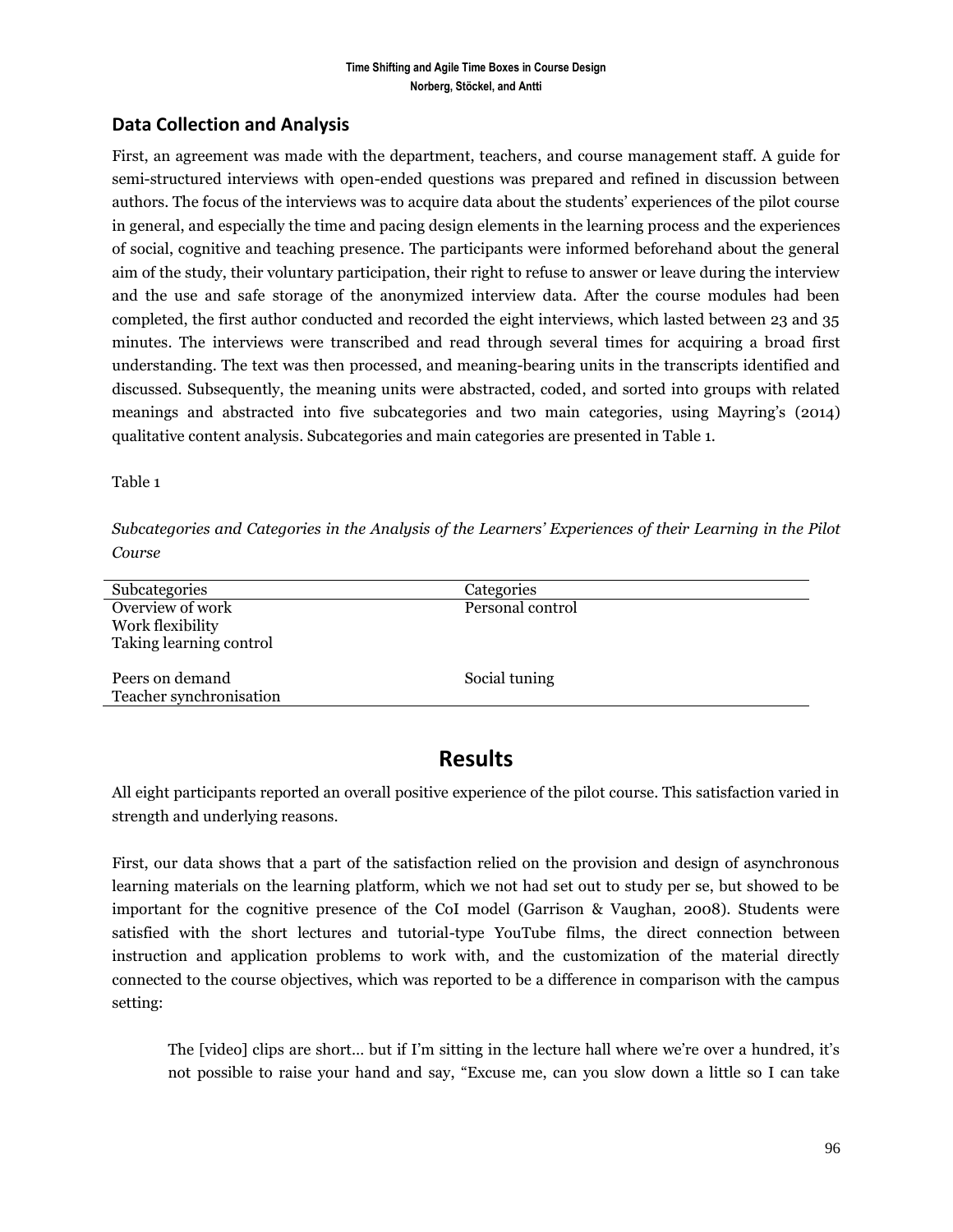### Data Collection and Analysis

First, an agreement was made with the department, teachers, and course management staff. A guide for semi-structured interviews with open-ended questions was prepared and refined in discussion between authors. The focus of the interviews was to acquire data about the students' experiences of the pilot course in general, and especially the time and pacing design elements in the learning process and the experiences of social, cognitive and teaching presence. The participants were informed beforehand about the general aim of the study, their voluntary participation, their right to refuse to answer or leave during the interview and the use and safe storage of the anonymized interview data. After the course modules had been completed, the first author conducted and recorded the eight interviews, which lasted between 23 and 35 minutes. The interviews were transcribed and read through several times for acquiring a broad first understanding. The text was then processed, and meaning-bearing units in the transcripts identified and discussed. Subsequently, the meaning units were abstracted, coded, and sorted into groups with related meanings and abstracted into five subcategories and two main categories, using Mayring's (2014) qualitative content analysis. Subcategories and main categories are presented in Table 1.

Table 1

*Subcategories and Categories in the Analysis of the Learners' Experiences of their Learning in the Pilot Course*

| Subcategories | Categories |
| --- | --- |
| Overview of work | Personal control |
| Work flexibility | |
| Taking learning control | |
| Peers on demand | Social tuning |
| Teacher synchronisation | |

## Results

All eight participants reported an overall positive experience of the pilot course. This satisfaction varied in strength and underlying reasons.

First, our data shows that a part of the satisfaction relied on the provision and design of asynchronous learning materials on the learning platform, which we not had set out to study per se, but showed to be important for the cognitive presence of the CoI model (Garrison & Vaughan, 2008). Students were satisfied with the short lectures and tutorial-type YouTube films, the direct connection between instruction and application problems to work with, and the customization of the material directly connected to the course objectives, which was reported to be a difference in comparison with the campus setting:

> The [video] clips are short… but if I'm sitting in the lecture hall where we're over a hundred, it's not possible to raise your hand and say, "Excuse me, can you slow down a little so I can take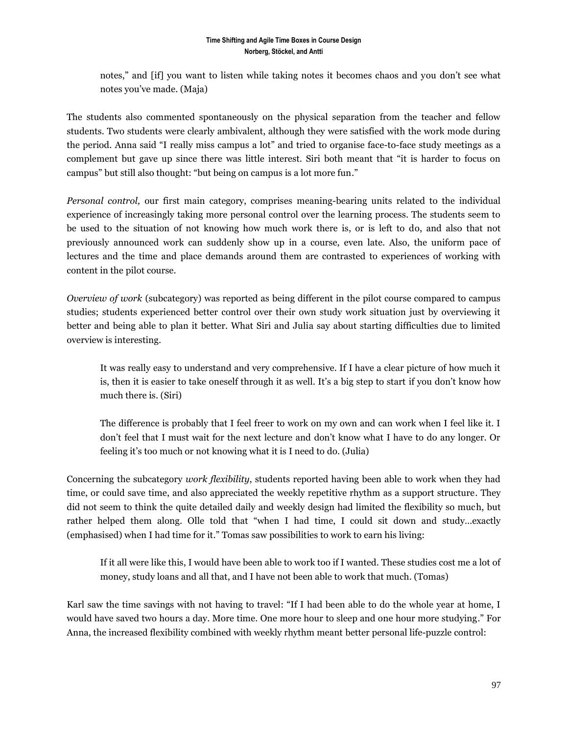> notes," and [if] you want to listen while taking notes it becomes chaos and you don't see what notes you've made. (Maja)

The students also commented spontaneously on the physical separation from the teacher and fellow students. Two students were clearly ambivalent, although they were satisfied with the work mode during the period. Anna said "I really miss campus a lot" and tried to organise face-to-face study meetings as a complement but gave up since there was little interest. Siri both meant that "it is harder to focus on campus" but still also thought: "but being on campus is a lot more fun."

*Personal control,* our first main category, comprises meaning-bearing units related to the individual experience of increasingly taking more personal control over the learning process. The students seem to be used to the situation of not knowing how much work there is, or is left to do, and also that not previously announced work can suddenly show up in a course, even late. Also, the uniform pace of lectures and the time and place demands around them are contrasted to experiences of working with content in the pilot course.

*Overview of work* (subcategory) was reported as being different in the pilot course compared to campus studies; students experienced better control over their own study work situation just by overviewing it better and being able to plan it better. What Siri and Julia say about starting difficulties due to limited overview is interesting.

> It was really easy to understand and very comprehensive. If I have a clear picture of how much it is, then it is easier to take oneself through it as well. It's a big step to start if you don't know how much there is. (Siri)

> The difference is probably that I feel freer to work on my own and can work when I feel like it. I don't feel that I must wait for the next lecture and don't know what I have to do any longer. Or feeling it's too much or not knowing what it is I need to do. (Julia)

Concerning the subcategory *work flexibility*, students reported having been able to work when they had time, or could save time, and also appreciated the weekly repetitive rhythm as a support structure. They did not seem to think the quite detailed daily and weekly design had limited the flexibility so much, but rather helped them along. Olle told that "when I had time, I could sit down and study…exactly (emphasised) when I had time for it." Tomas saw possibilities to work to earn his living:

> If it all were like this, I would have been able to work too if I wanted. These studies cost me a lot of money, study loans and all that, and I have not been able to work that much. (Tomas)

Karl saw the time savings with not having to travel: "If I had been able to do the whole year at home, I would have saved two hours a day. More time. One more hour to sleep and one hour more studying." For Anna, the increased flexibility combined with weekly rhythm meant better personal life-puzzle control: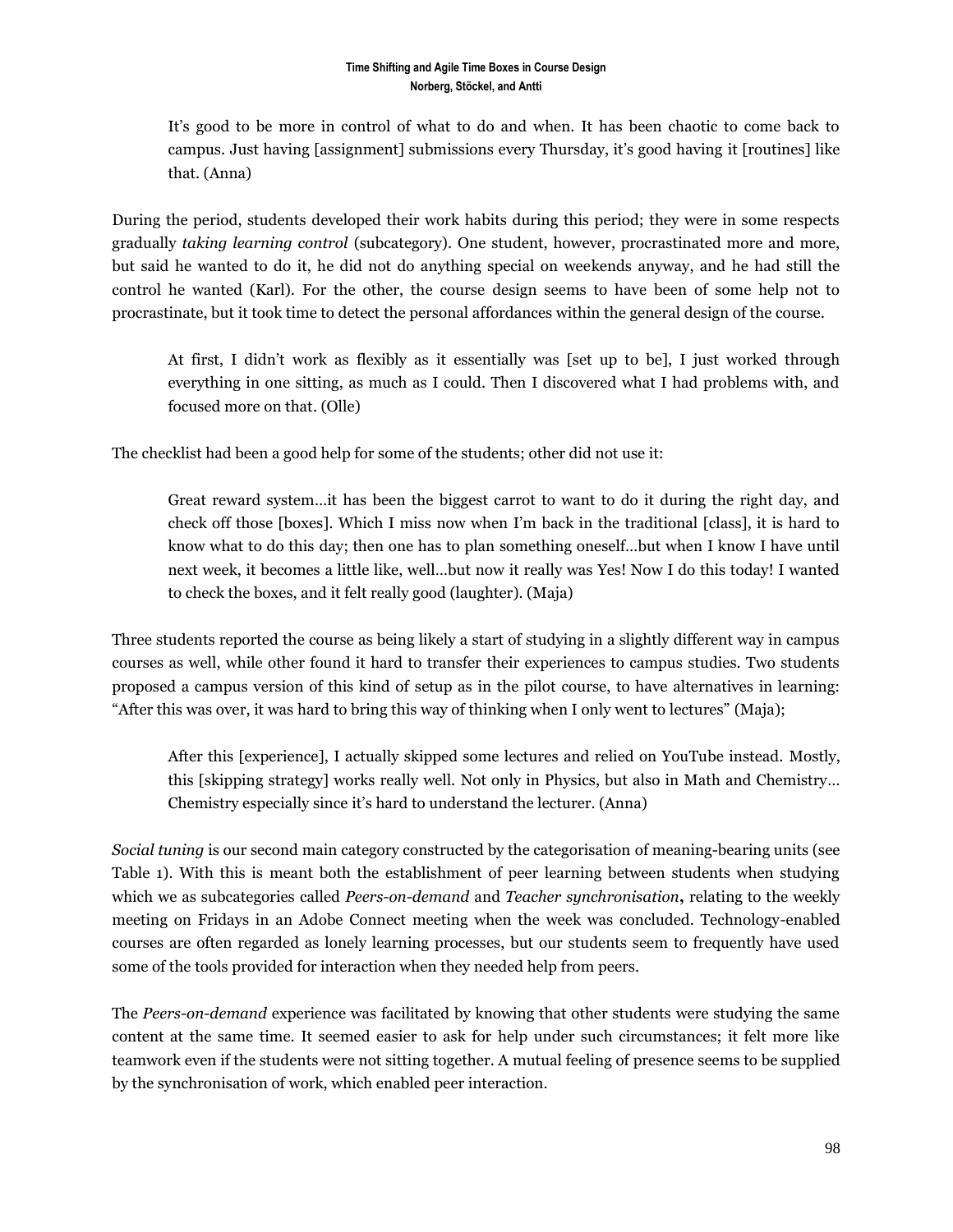> It’s good to be more in control of what to do and when. It has been chaotic to come back to campus. Just having [assignment] submissions every Thursday, it’s good having it [routines] like that. (Anna)

During the period, students developed their work habits during this period; they were in some respects gradually *taking learning control* (subcategory). One student, however, procrastinated more and more, but said he wanted to do it, he did not do anything special on weekends anyway, and he had still the control he wanted (Karl). For the other, the course design seems to have been of some help not to procrastinate, but it took time to detect the personal affordances within the general design of the course.

> At first, I didn’t work as flexibly as it essentially was [set up to be], I just worked through everything in one sitting, as much as I could. Then I discovered what I had problems with, and focused more on that. (Olle)

The checklist had been a good help for some of the students; other did not use it:

> Great reward system…it has been the biggest carrot to want to do it during the right day, and check off those [boxes]. Which I miss now when I’m back in the traditional [class], it is hard to know what to do this day; then one has to plan something oneself…but when I know I have until next week, it becomes a little like, well…but now it really was Yes! Now I do this today! I wanted to check the boxes, and it felt really good (laughter). (Maja)

Three students reported the course as being likely a start of studying in a slightly different way in campus courses as well, while other found it hard to transfer their experiences to campus studies. Two students proposed a campus version of this kind of setup as in the pilot course, to have alternatives in learning: “After this was over, it was hard to bring this way of thinking when I only went to lectures” (Maja);

> After this [experience], I actually skipped some lectures and relied on YouTube instead. Mostly, this [skipping strategy] works really well. Not only in Physics, but also in Math and Chemistry… Chemistry especially since it’s hard to understand the lecturer. (Anna)

*Social tuning* is our second main category constructed by the categorisation of meaning-bearing units (see Table 1). With this is meant both the establishment of peer learning between students when studying which we as subcategories called *Peers-on-demand* and *Teacher synchronisation*, relating to the weekly meeting on Fridays in an Adobe Connect meeting when the week was concluded. Technology-enabled courses are often regarded as lonely learning processes, but our students seem to frequently have used some of the tools provided for interaction when they needed help from peers.

The *Peers-on-demand* experience was facilitated by knowing that other students were studying the same content at the same time. It seemed easier to ask for help under such circumstances; it felt more like teamwork even if the students were not sitting together. A mutual feeling of presence seems to be supplied by the synchronisation of work, which enabled peer interaction.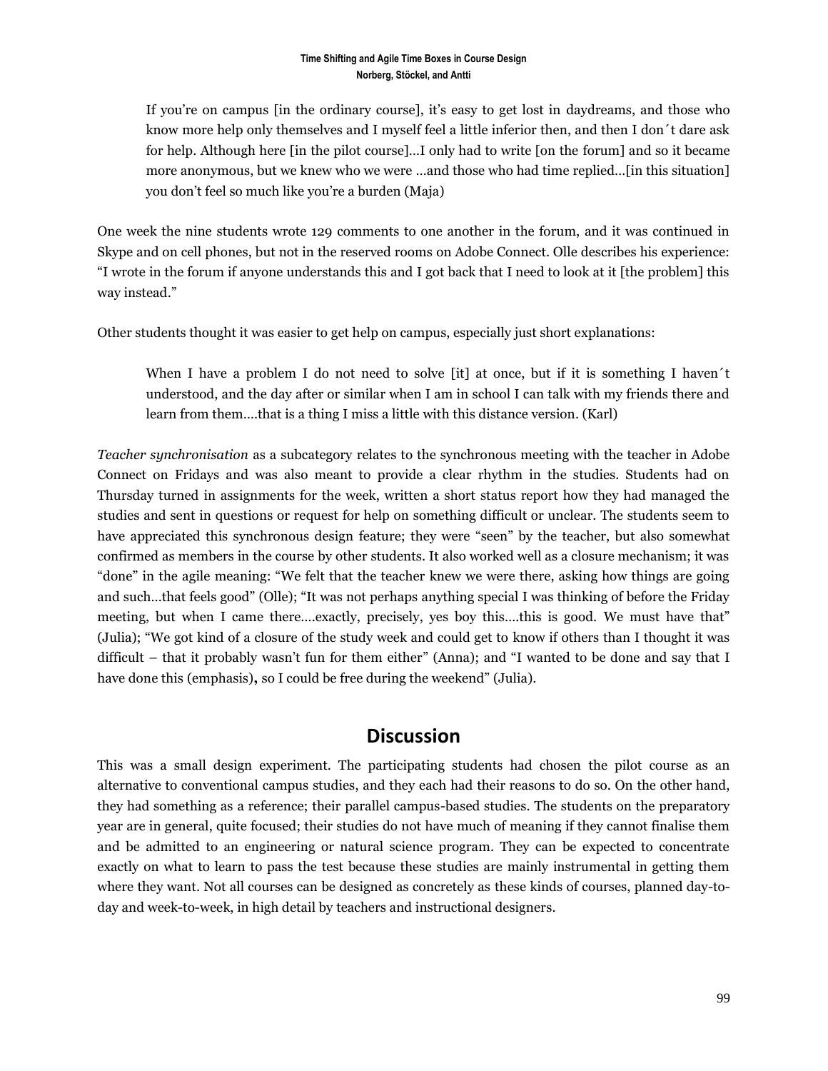> If you're on campus [in the ordinary course], it's easy to get lost in daydreams, and those who know more help only themselves and I myself feel a little inferior then, and then I don´t dare ask for help. Although here [in the pilot course]...I only had to write [on the forum] and so it became more anonymous, but we knew who we were ...and those who had time replied...[in this situation] you don't feel so much like you're a burden (Maja)

One week the nine students wrote 129 comments to one another in the forum, and it was continued in Skype and on cell phones, but not in the reserved rooms on Adobe Connect. Olle describes his experience: "I wrote in the forum if anyone understands this and I got back that I need to look at it [the problem] this way instead."

Other students thought it was easier to get help on campus, especially just short explanations:

> When I have a problem I do not need to solve [it] at once, but if it is something I haven´t understood, and the day after or similar when I am in school I can talk with my friends there and learn from them....that is a thing I miss a little with this distance version. (Karl)

*Teacher synchronisation* as a subcategory relates to the synchronous meeting with the teacher in Adobe Connect on Fridays and was also meant to provide a clear rhythm in the studies. Students had on Thursday turned in assignments for the week, written a short status report how they had managed the studies and sent in questions or request for help on something difficult or unclear. The students seem to have appreciated this synchronous design feature; they were "seen" by the teacher, but also somewhat confirmed as members in the course by other students. It also worked well as a closure mechanism; it was "done" in the agile meaning: "We felt that the teacher knew we were there, asking how things are going and such...that feels good" (Olle); "It was not perhaps anything special I was thinking of before the Friday meeting, but when I came there....exactly, precisely, yes boy this....this is good. We must have that" (Julia); "We got kind of a closure of the study week and could get to know if others than I thought it was difficult – that it probably wasn't fun for them either" (Anna); and "I wanted to be done and say that I have done this (emphasis)**,** so I could be free during the weekend" (Julia).

## Discussion

This was a small design experiment. The participating students had chosen the pilot course as an alternative to conventional campus studies, and they each had their reasons to do so. On the other hand, they had something as a reference; their parallel campus-based studies. The students on the preparatory year are in general, quite focused; their studies do not have much of meaning if they cannot finalise them and be admitted to an engineering or natural science program. They can be expected to concentrate exactly on what to learn to pass the test because these studies are mainly instrumental in getting them where they want. Not all courses can be designed as concretely as these kinds of courses, planned day-to-day and week-to-week, in high detail by teachers and instructional designers.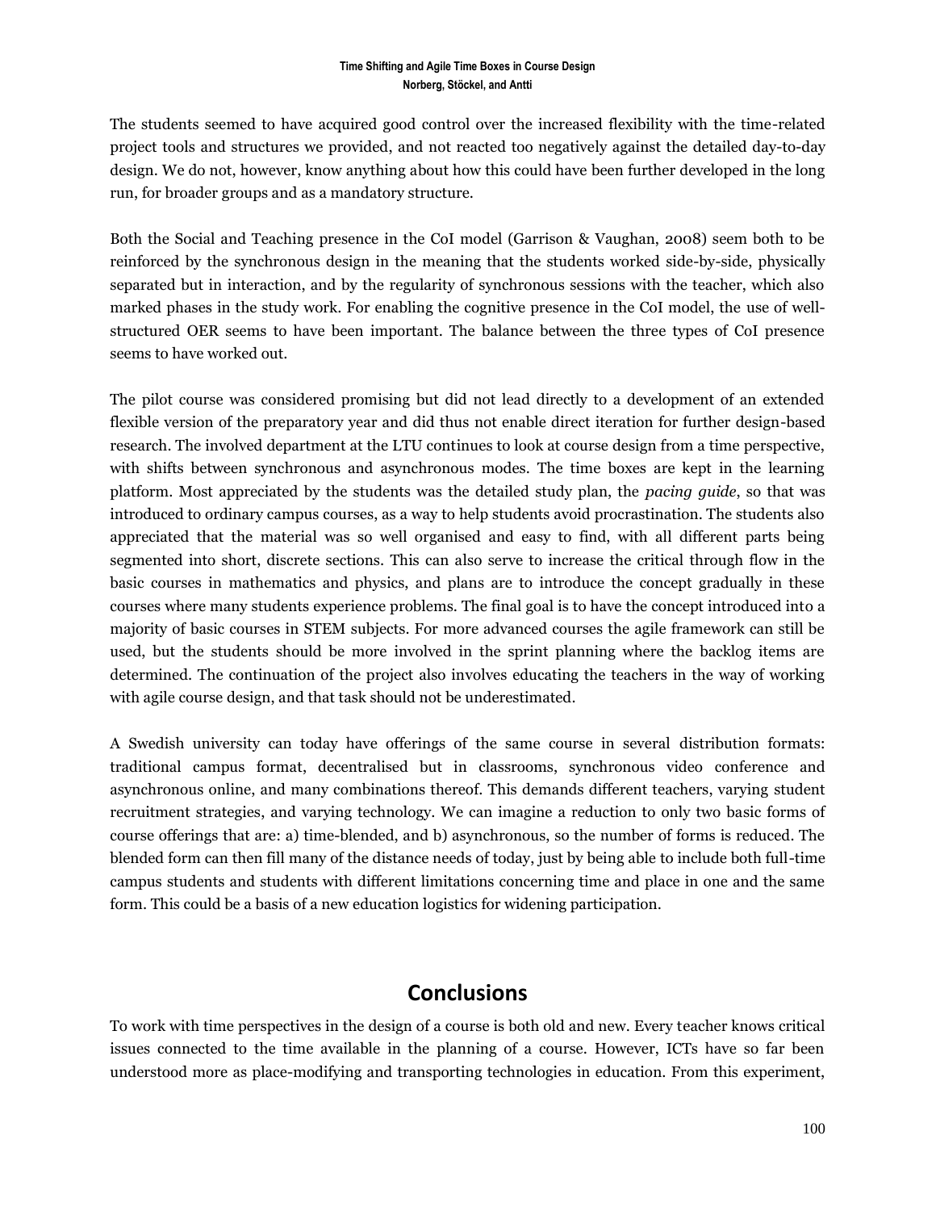The students seemed to have acquired good control over the increased flexibility with the time-related project tools and structures we provided, and not reacted too negatively against the detailed day-to-day design. We do not, however, know anything about how this could have been further developed in the long run, for broader groups and as a mandatory structure.

Both the Social and Teaching presence in the CoI model (Garrison & Vaughan, 2008) seem both to be reinforced by the synchronous design in the meaning that the students worked side-by-side, physically separated but in interaction, and by the regularity of synchronous sessions with the teacher, which also marked phases in the study work. For enabling the cognitive presence in the CoI model, the use of well-structured OER seems to have been important. The balance between the three types of CoI presence seems to have worked out.

The pilot course was considered promising but did not lead directly to a development of an extended flexible version of the preparatory year and did thus not enable direct iteration for further design-based research. The involved department at the LTU continues to look at course design from a time perspective, with shifts between synchronous and asynchronous modes. The time boxes are kept in the learning platform. Most appreciated by the students was the detailed study plan, the *pacing guide*, so that was introduced to ordinary campus courses, as a way to help students avoid procrastination. The students also appreciated that the material was so well organised and easy to find, with all different parts being segmented into short, discrete sections. This can also serve to increase the critical through flow in the basic courses in mathematics and physics, and plans are to introduce the concept gradually in these courses where many students experience problems. The final goal is to have the concept introduced into a majority of basic courses in STEM subjects. For more advanced courses the agile framework can still be used, but the students should be more involved in the sprint planning where the backlog items are determined. The continuation of the project also involves educating the teachers in the way of working with agile course design, and that task should not be underestimated.

A Swedish university can today have offerings of the same course in several distribution formats: traditional campus format, decentralised but in classrooms, synchronous video conference and asynchronous online, and many combinations thereof. This demands different teachers, varying student recruitment strategies, and varying technology. We can imagine a reduction to only two basic forms of course offerings that are: a) time-blended, and b) asynchronous, so the number of forms is reduced. The blended form can then fill many of the distance needs of today, just by being able to include both full-time campus students and students with different limitations concerning time and place in one and the same form. This could be a basis of a new education logistics for widening participation.

## Conclusions

To work with time perspectives in the design of a course is both old and new. Every teacher knows critical issues connected to the time available in the planning of a course. However, ICTs have so far been understood more as place-modifying and transporting technologies in education. From this experiment,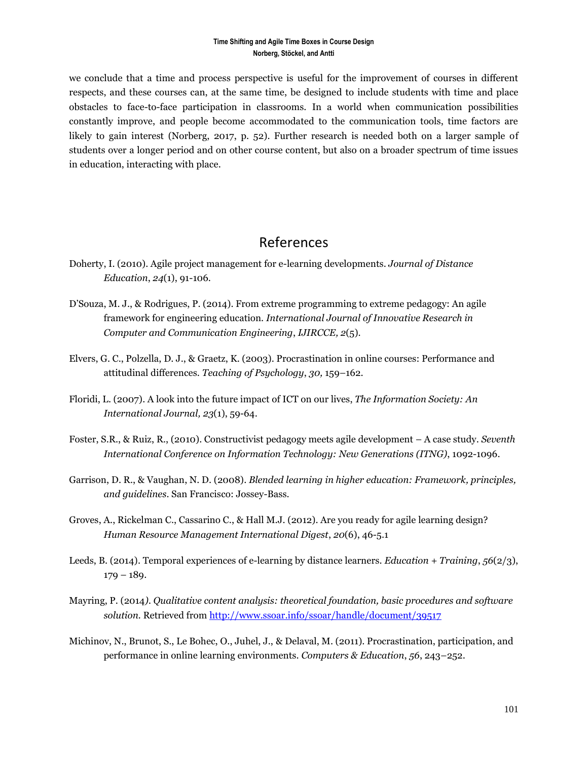we conclude that a time and process perspective is useful for the improvement of courses in different respects, and these courses can, at the same time, be designed to include students with time and place obstacles to face-to-face participation in classrooms. In a world when communication possibilities constantly improve, and people become accommodated to the communication tools, time factors are likely to gain interest (Norberg, 2017, p. 52). Further research is needed both on a larger sample of students over a longer period and on other course content, but also on a broader spectrum of time issues in education, interacting with place.

## References

Doherty, I. (2010). Agile project management for e-learning developments. *Journal of Distance Education*, *24*(1), 91-106.

D'Souza, M. J., & Rodrigues, P. (2014). From extreme programming to extreme pedagogy: An agile framework for engineering education. *International Journal of Innovative Research in Computer and Communication Engineering*, *IJIRCCE, 2*(5).

Elvers, G. C., Polzella, D. J., & Graetz, K. (2003). Procrastination in online courses: Performance and attitudinal differences. *Teaching of Psychology*, *30,* 159–162.

Floridi, L. (2007). A look into the future impact of ICT on our lives, *The Information Society: An International Journal, 23*(1), 59-64.

Foster, S.R., & Ruiz, R., (2010). Constructivist pedagogy meets agile development – A case study. *Seventh International Conference on Information Technology: New Generations (ITNG)*, 1092-1096.

Garrison, D. R., & Vaughan, N. D. (2008). *Blended learning in higher education: Framework, principles, and guidelines*. San Francisco: Jossey-Bass.

Groves, A., Rickelman C., Cassarino C., & Hall M.J. (2012). Are you ready for agile learning design? *Human Resource Management International Digest*, *20*(6), 46-5.1

Leeds, B. (2014). Temporal experiences of e-learning by distance learners. *Education + Training*, *56*(2/3), 179 – 189.

Mayring, P. (2014*). Qualitative content analysis: theoretical foundation, basic procedures and software solution.* Retrieved from http://www.ssoar.info/ssoar/handle/document/39517

Michinov, N., Brunot, S., Le Bohec, O., Juhel, J., & Delaval, M. (2011). Procrastination, participation, and performance in online learning environments. *Computers & Education*, *56*, 243–252.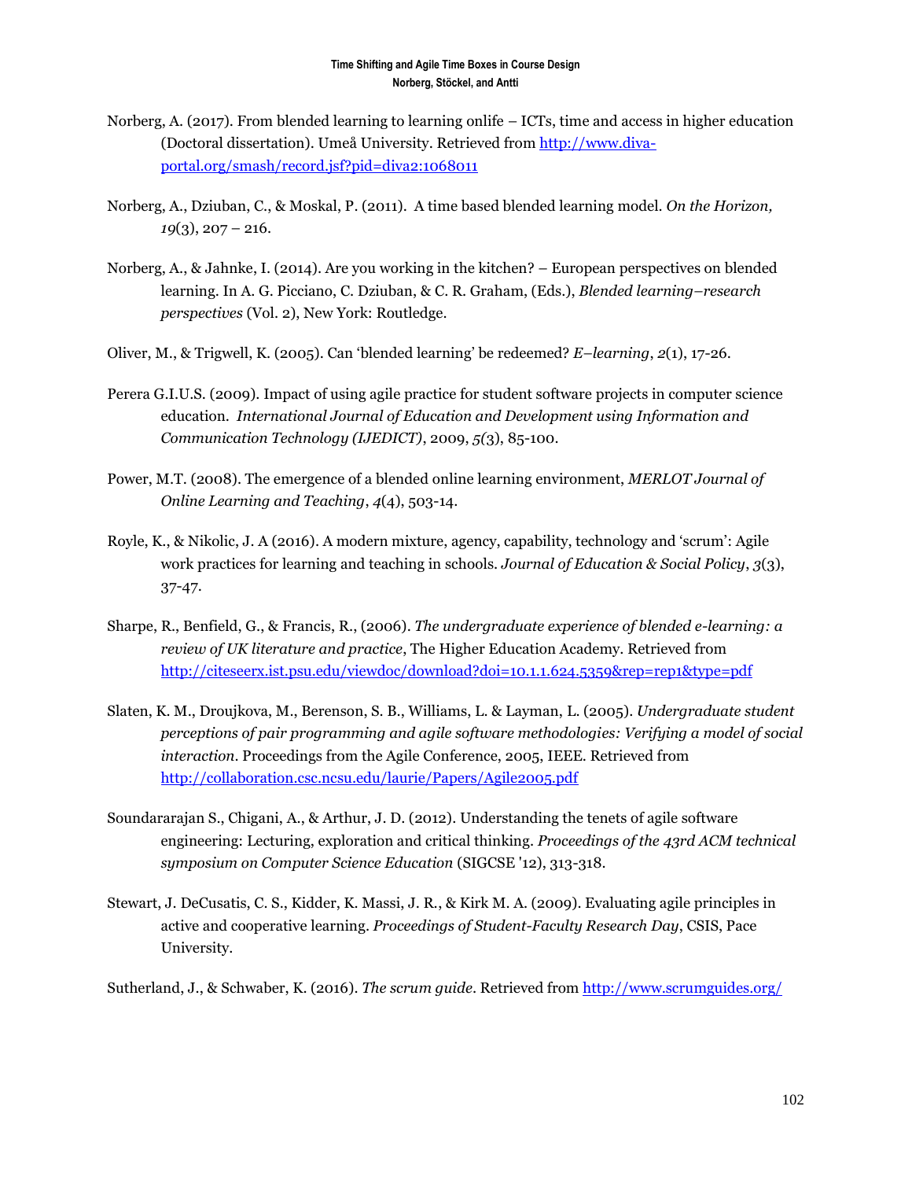Norberg, A. (2017). From blended learning to learning onlife – ICTs, time and access in higher education (Doctoral dissertation). Umeå University. Retrieved from http://www.diva-portal.org/smash/record.jsf?pid=diva2:1068011

Norberg, A., Dziuban, C., & Moskal, P. (2011). A time based blended learning model. *On the Horizon, 19*(3), 207 – 216.

Norberg, A., & Jahnke, I. (2014). Are you working in the kitchen? – European perspectives on blended learning. In A. G. Picciano, C. Dziuban, & C. R. Graham, (Eds.), *Blended learning–research perspectives* (Vol. 2), New York: Routledge.

Oliver, M., & Trigwell, K. (2005). Can 'blended learning' be redeemed? *E–learning*, *2*(1), 17-26.

Perera G.I.U.S. (2009). Impact of using agile practice for student software projects in computer science education. *International Journal of Education and Development using Information and Communication Technology (IJEDICT)*, 2009, *5(*3), 85-100.

Power, M.T. (2008). The emergence of a blended online learning environment, *MERLOT Journal of Online Learning and Teaching*, *4*(4), 503-14.

Royle, K., & Nikolic, J. A (2016). A modern mixture, agency, capability, technology and 'scrum': Agile work practices for learning and teaching in schools. *Journal of Education & Social Policy*, *3*(3), 37-47.

Sharpe, R., Benfield, G., & Francis, R., (2006). *The undergraduate experience of blended e-learning: a review of UK literature and practice*, The Higher Education Academy. Retrieved from http://citeseerx.ist.psu.edu/viewdoc/download?doi=10.1.1.624.5359&rep=rep1&type=pdf

Slaten, K. M., Droujkova, M., Berenson, S. B., Williams, L. & Layman, L. (2005). *Undergraduate student perceptions of pair programming and agile software methodologies: Verifying a model of social interaction*. Proceedings from the Agile Conference, 2005, IEEE. Retrieved from http://collaboration.csc.ncsu.edu/laurie/Papers/Agile2005.pdf

Soundararajan S., Chigani, A., & Arthur, J. D. (2012). Understanding the tenets of agile software engineering: Lecturing, exploration and critical thinking. *Proceedings of the 43rd ACM technical symposium on Computer Science Education* (SIGCSE '12), 313-318.

Stewart, J. DeCusatis, C. S., Kidder, K. Massi, J. R., & Kirk M. A. (2009). Evaluating agile principles in active and cooperative learning. *Proceedings of Student-Faculty Research Day*, CSIS, Pace University.

Sutherland, J., & Schwaber, K. (2016). *The scrum guide*. Retrieved from http://www.scrumguides.org/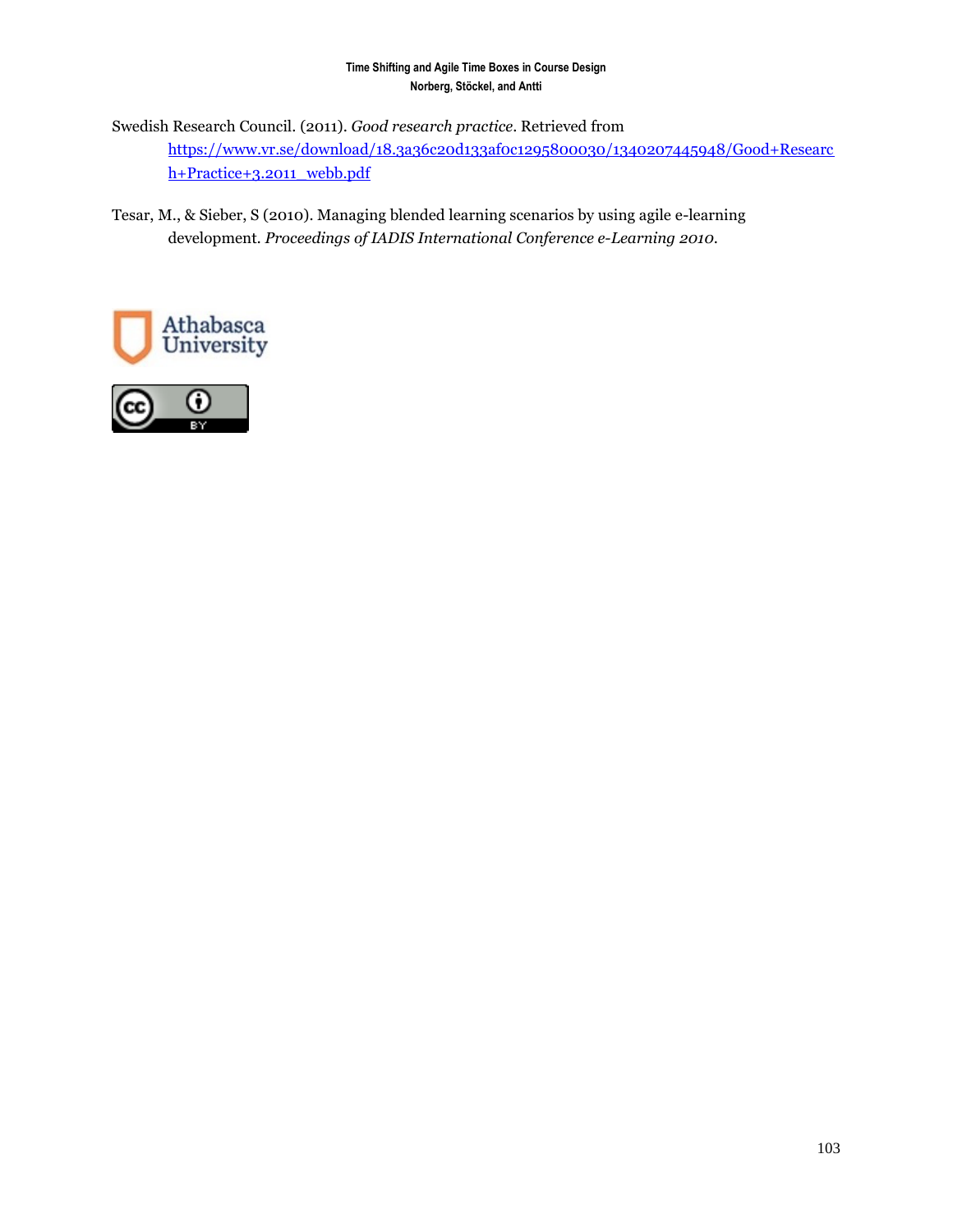Swedish Research Council. (2011). *Good research practice*. Retrieved from https://www.vr.se/download/18.3a36c20d133af0c1295800030/1340207445948/Good+Research+Practice+3.2011_webb.pdf

Tesar, M., & Sieber, S (2010). Managing blended learning scenarios by using agile e-learning development. *Proceedings of IADIS International Conference e-Learning 2010*.